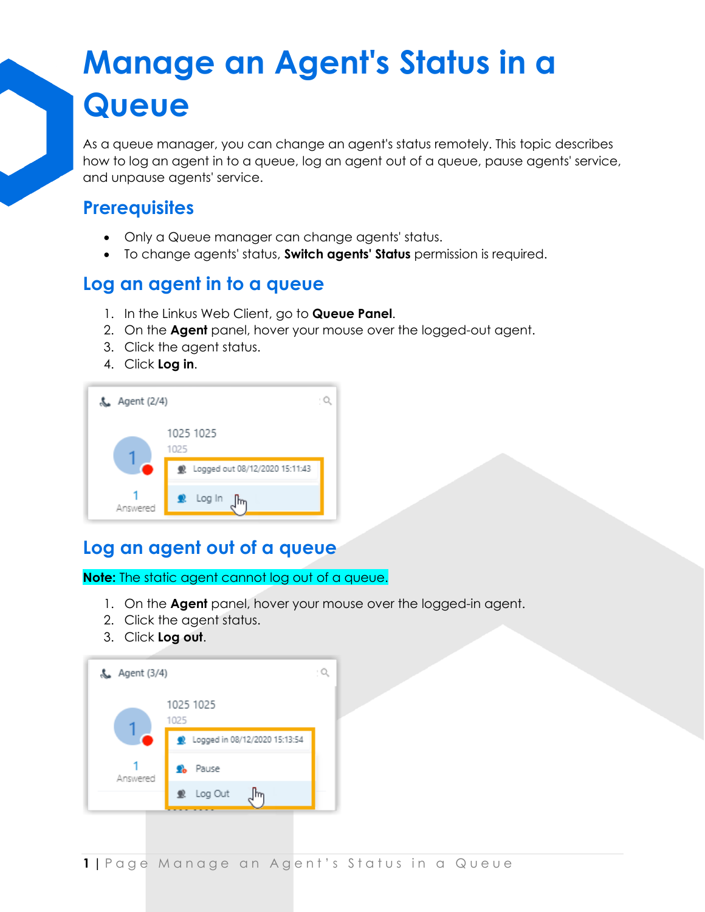# Manage an Agent's Status in a Queue

As a queue manager, you can change an agent's status remotely. This topic describes how to log an agent in to a queue, log an agent out of a queue, pause agents' service, and unpause agents' service.

## Prerequisites

- Only a Queue manager can change agents' status.
- To change agents' status, **Switch agents' Status** permission is required.

## Log an agent in to a queue

1. In the Linkus Web Client, go to **Queue Panel**.
2. On the **Agent** panel, hover your mouse over the logged-out agent.
3. Click the agent status.
4. Click **Log in**.

## Log an agent out of a queue

**Note:** The static agent cannot log out of a queue.

1. On the **Agent** panel, hover your mouse over the logged-in agent.
2. Click the agent status.
3. Click **Log out**.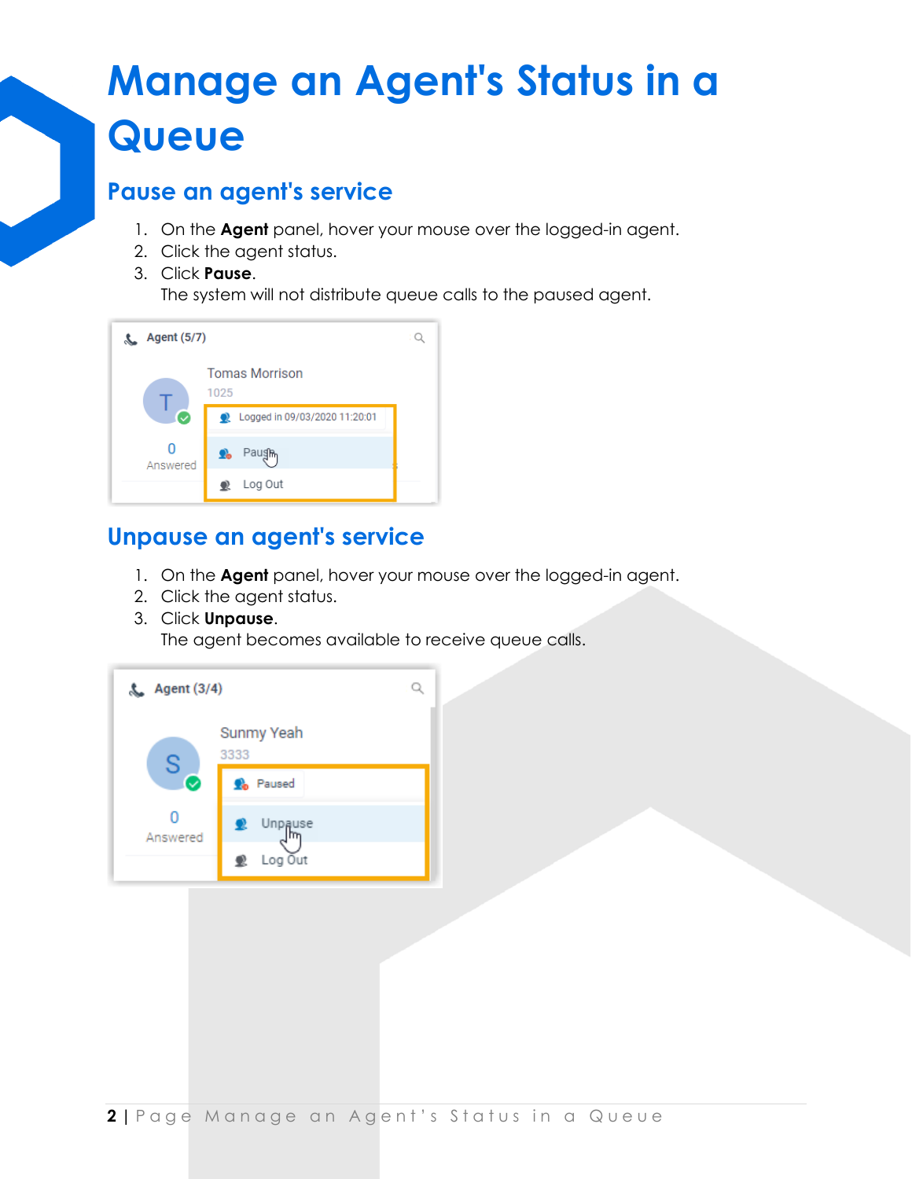# Manage an Agent's Status in a Queue

## Pause an agent's service

1. On the **Agent** panel, hover your mouse over the logged-in agent.
2. Click the agent status.
3. Click **Pause**.
   The system will not distribute queue calls to the paused agent.

## Unpause an agent's service

1. On the **Agent** panel, hover your mouse over the logged-in agent.
2. Click the agent status.
3. Click **Unpause**.
   The agent becomes available to receive queue calls.